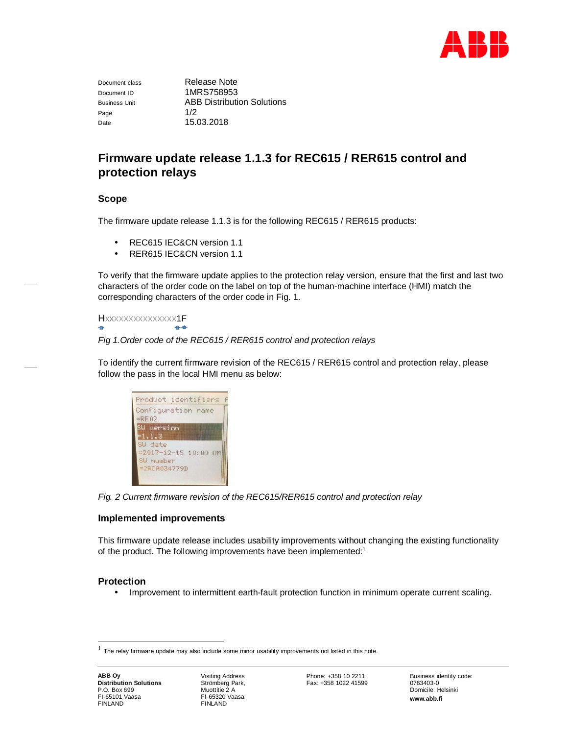| Document class | Release Note |
| --- | --- |
| Document ID | 1MRS758953 |
| Business Unit | ABB Distribution Solutions |
| Page | 1/2 |
| Date | 15.03.2018 |

# Firmware update release 1.1.3 for REC615 / RER615 control and protection relays

## Scope

The firmware update release 1.1.3 is for the following REC615 / RER615 products:

- REC615 IEC&CN version 1.1
- RER615 IEC&CN version 1.1

To verify that the firmware update applies to the protection relay version, ensure that the first and last two characters of the order code on the label on top of the human-machine interface (HMI) match the corresponding characters of the order code in Fig. 1.

HXXXXXXXXXXXXXXX1F

*Fig 1.Order code of the REC615 / RER615 control and protection relays*

To identify the current firmware revision of the REC615 / RER615 control and protection relay, please follow the pass in the local HMI menu as below:

```
Product identifiers
Configuration name
=RE02
SW version
=1.1.3
SW date
=2017-12-15 10:08 AM
SW number
=2RCA034779D
```

*Fig. 2 Current firmware revision of the REC615/RER615 control and protection relay*

## Implemented improvements

This firmware update release includes usability improvements without changing the existing functionality of the product. The following improvements have been implemented:[1]

## Protection

- Improvement to intermittent earth-fault protection function in minimum operate current scaling.

---

[1] The relay firmware update may also include some minor usability improvements not listed in this note.

**ABB Oy**
**Distribution Solutions**
P.O. Box 699
FI-65101 Vaasa
FINLAND

Visiting Address
Strömberg Park,
Muottitie 2 A
FI-65320 Vaasa
FINLAND

Phone: +358 10 2211
Fax: +358 1022 41599

Business identity code:
0763403-0
Domicile: Helsinki
**www.abb.fi**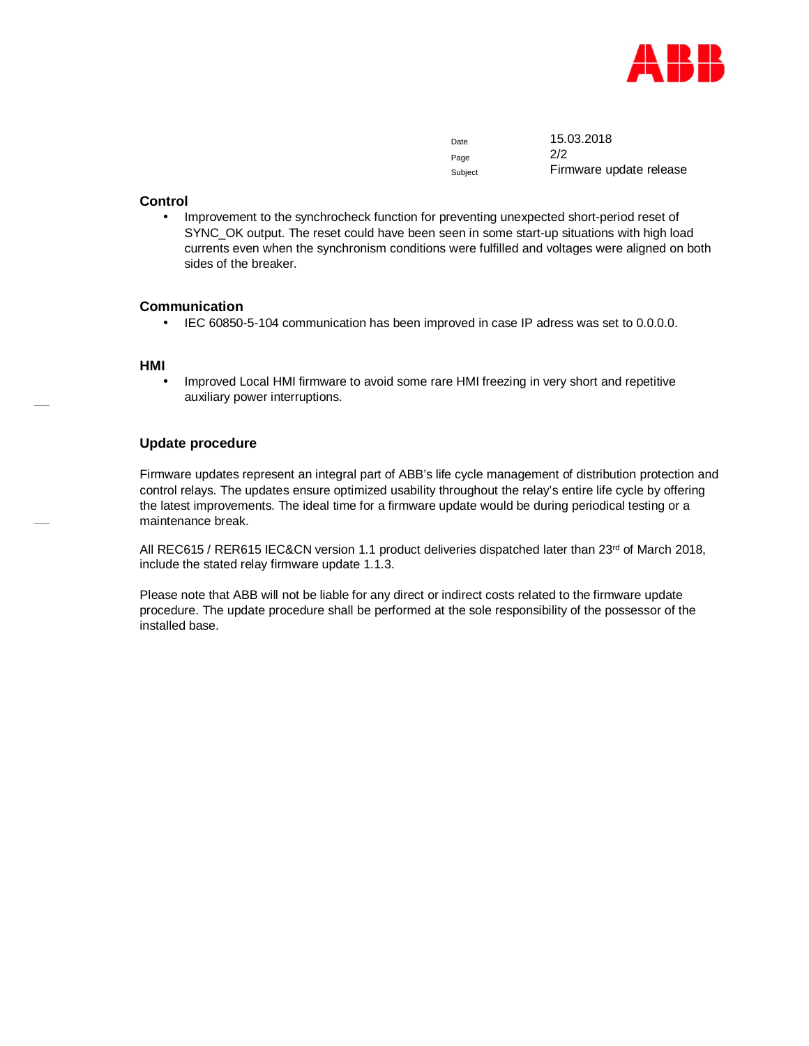## Control

- Improvement to the synchrocheck function for preventing unexpected short-period reset of SYNC_OK output. The reset could have been seen in some start-up situations with high load currents even when the synchronism conditions were fulfilled and voltages were aligned on both sides of the breaker.

## Communication

- IEC 60850-5-104 communication has been improved in case IP adress was set to 0.0.0.0.

## HMI

- Improved Local HMI firmware to avoid some rare HMI freezing in very short and repetitive auxiliary power interruptions.

## Update procedure

Firmware updates represent an integral part of ABB's life cycle management of distribution protection and control relays. The updates ensure optimized usability throughout the relay's entire life cycle by offering the latest improvements. The ideal time for a firmware update would be during periodical testing or a maintenance break.

All REC615 / RER615 IEC&CN version 1.1 product deliveries dispatched later than 23rd of March 2018, include the stated relay firmware update 1.1.3.

Please note that ABB will not be liable for any direct or indirect costs related to the firmware update procedure. The update procedure shall be performed at the sole responsibility of the possessor of the installed base.